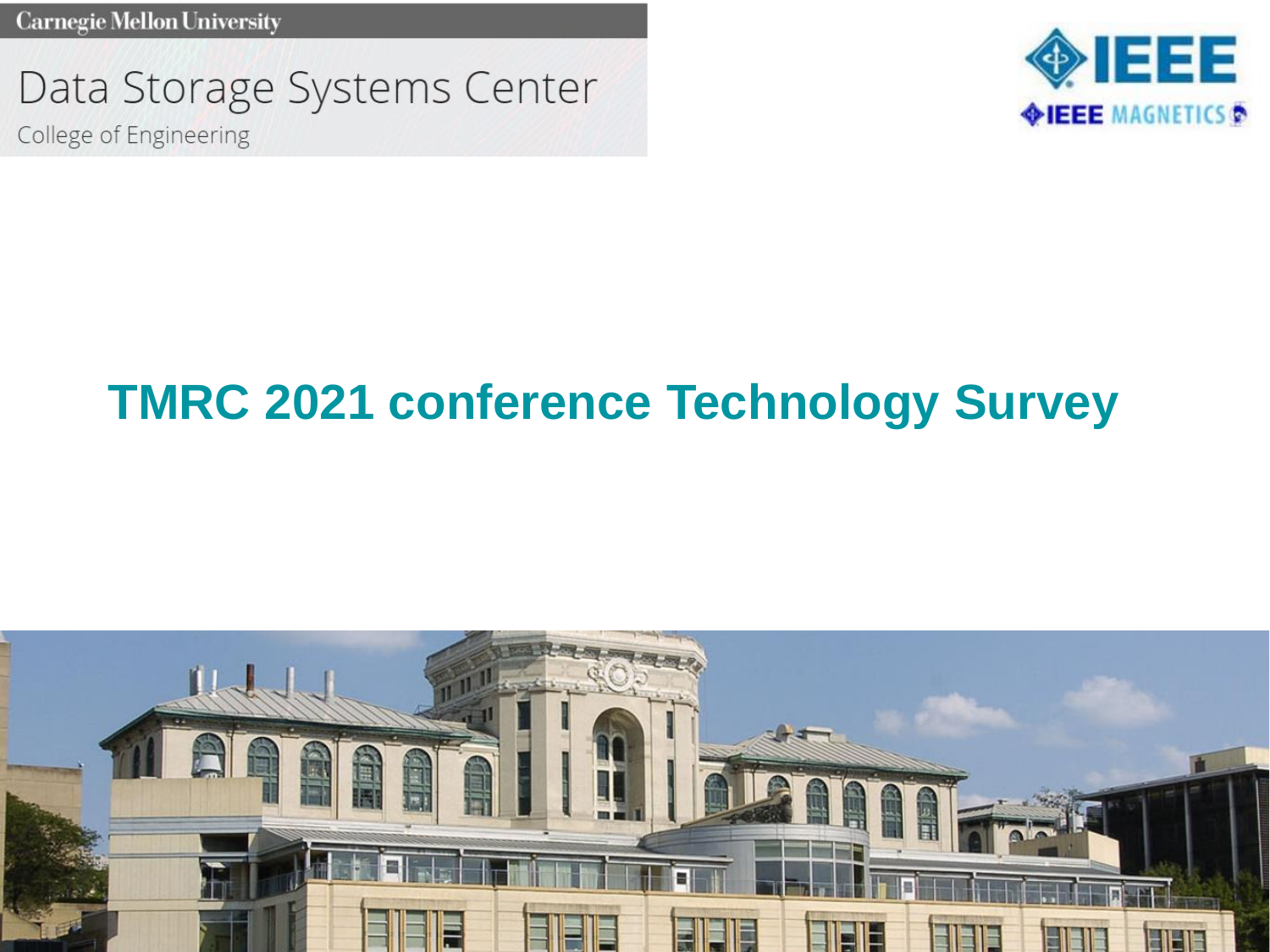Carnegie Mellon University

Data Storage Systems Center

College of Engineering

IEEE

IEEE MAGNETICS

# TMRC 2021 conference Technology Survey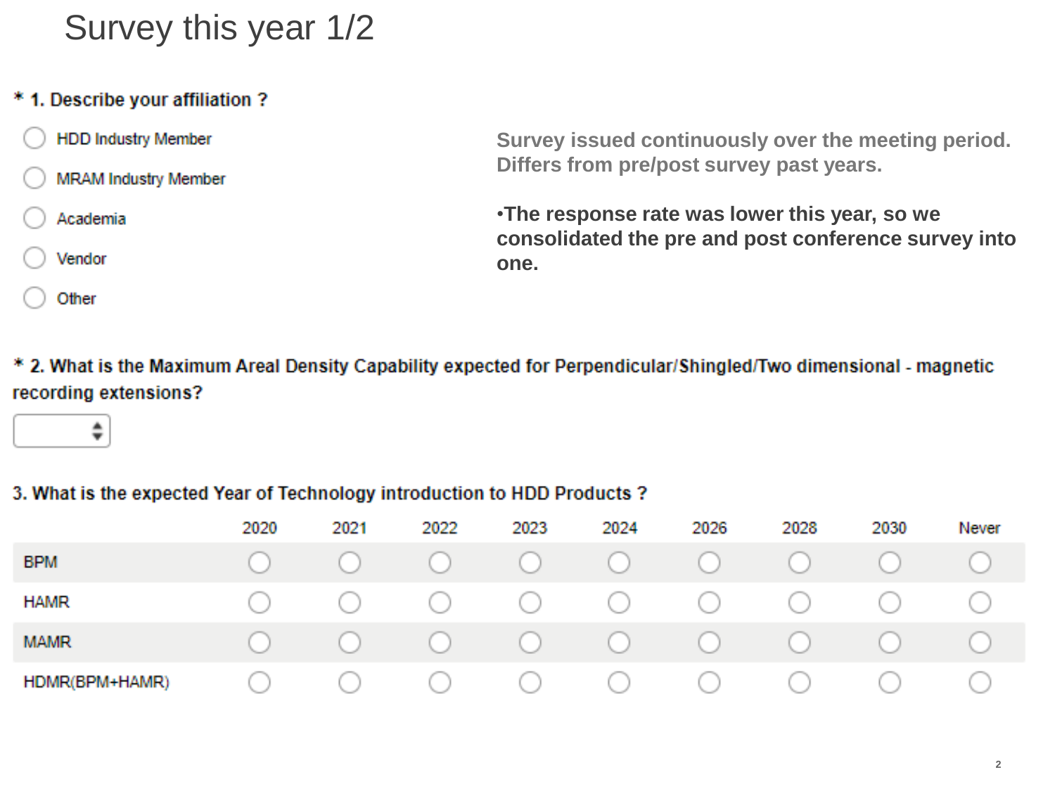# Survey this year 1/2

**\* 1. Describe your affiliation ?**

- HDD Industry Member
- MRAM Industry Member
- Academia
- Vendor
- Other

**Survey issued continuously over the meeting period. Differs from pre/post survey past years.**

**•The response rate was lower this year, so we consolidated the pre and post conference survey into one.**

**\* 2. What is the Maximum Areal Density Capability expected for Perpendicular/Shingled/Two dimensional - magnetic recording extensions?**

**3. What is the expected Year of Technology introduction to HDD Products ?**

| | 2020 | 2021 | 2022 | 2023 | 2024 | 2026 | 2028 | 2030 | Never |
|---|---|---|---|---|---|---|---|---|---|
| BPM | ○ | ○ | ○ | ○ | ○ | ○ | ○ | ○ | ○ |
| HAMR | ○ | ○ | ○ | ○ | ○ | ○ | ○ | ○ | ○ |
| MAMR | ○ | ○ | ○ | ○ | ○ | ○ | ○ | ○ | ○ |
| HDMR(BPM+HAMR) | ○ | ○ | ○ | ○ | ○ | ○ | ○ | ○ | ○ |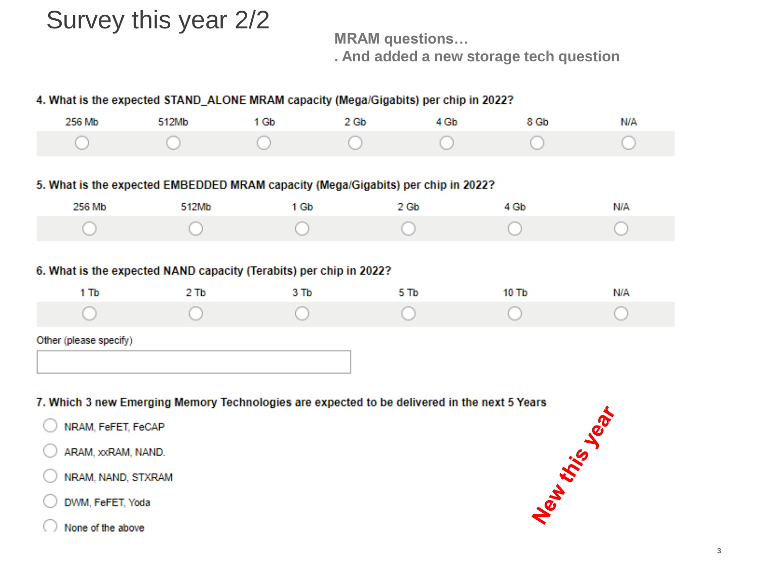# Survey this year 2/2

**MRAM questions…**
**. And added a new storage tech question**

**4. What is the expected STAND_ALONE MRAM capacity (Mega/Gigabits) per chip in 2022?**

| 256 Mb | 512Mb | 1 Gb | 2 Gb | 4 Gb | 8 Gb | N/A |
|---|---|---|---|---|---|---|
| ○ | ○ | ○ | ○ | ○ | ○ | ○ |

**5. What is the expected EMBEDDED MRAM capacity (Mega/Gigabits) per chip in 2022?**

| 256 Mb | 512Mb | 1 Gb | 2 Gb | 4 Gb | N/A |
|---|---|---|---|---|---|
| ○ | ○ | ○ | ○ | ○ | ○ |

**6. What is the expected NAND capacity (Terabits) per chip in 2022?**

| 1 Tb | 2 Tb | 3 Tb | 5 Tb | 10 Tb | N/A |
|---|---|---|---|---|---|
| ○ | ○ | ○ | ○ | ○ | ○ |

Other (please specify)

**7. Which 3 new Emerging Memory Technologies are expected to be delivered in the next 5 Years**

- ○ NRAM, FeFET, FeCAP
- ○ ARAM, xxRAM, NAND.
- ○ NRAM, NAND, STXRAM
- ○ DWM, FeFET, Yoda
- ○ None of the above

**New this year**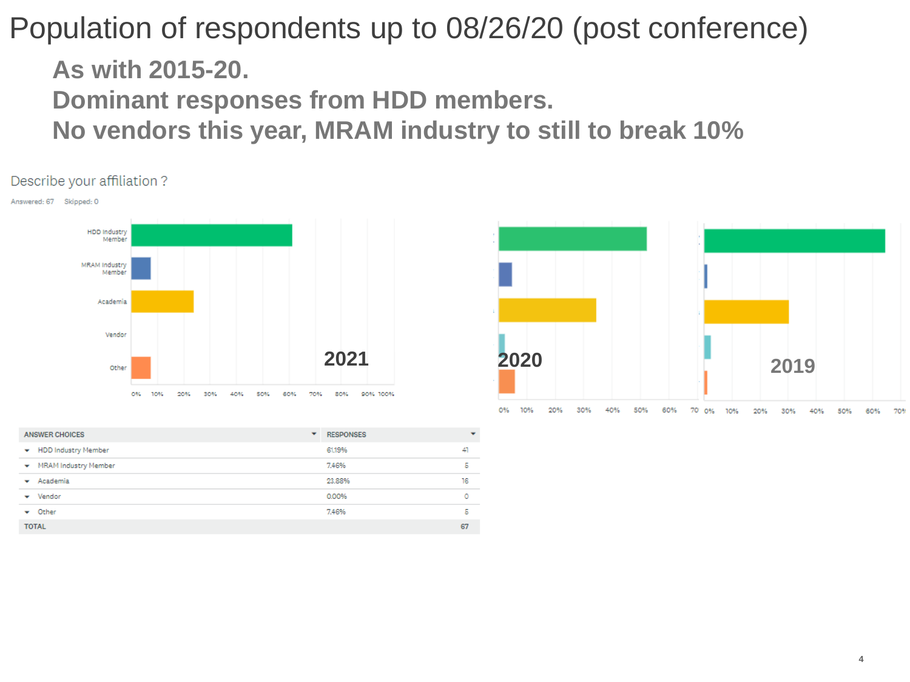# Population of respondents up to 08/26/20 (post conference)

**As with 2015-20.**
**Dominant responses from HDD members.**
**No vendors this year, MRAM industry to still to break 10%**

Describe your affiliation ?

Answered: 67 Skipped: 0

HDD Industry Member
MRAM Industry Member
Academia
Vendor
Other

0% 10% 20% 30% 40% 50% 60% 70% 80% 90% 100%

**2021**

**2020**

0% 10% 20% 30% 40% 50% 60% 70

**2019**

0% 10% 20% 30% 40% 50% 60% 70%

| ANSWER CHOICES | RESPONSES | |
|---|---|---|
| HDD Industry Member | 61.19% | 41 |
| MRAM Industry Member | 7.46% | 5 |
| Academia | 23.88% | 16 |
| Vendor | 0.00% | 0 |
| Other | 7.46% | 5 |
| TOTAL | | 67 |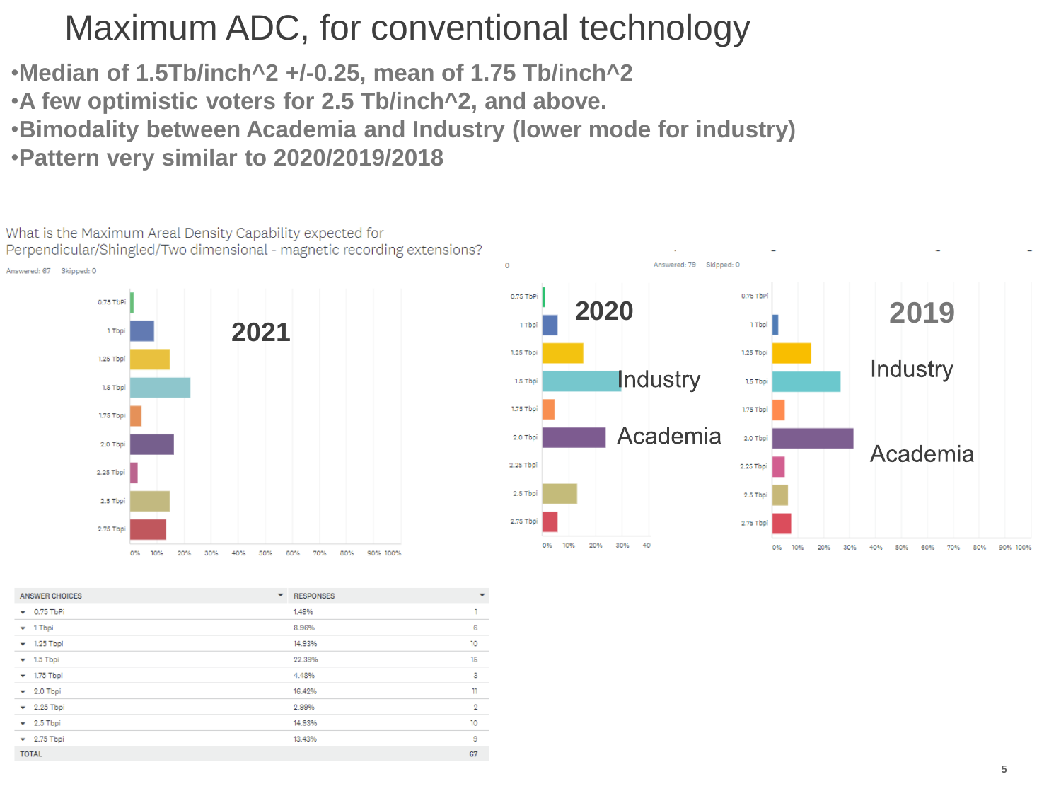# Maximum ADC, for conventional technology

- Median of 1.5Tb/inch^2 +/-0.25, mean of 1.75 Tb/inch^2
- A few optimistic voters for 2.5 Tb/inch^2, and above.
- Bimodality between Academia and Industry (lower mode for industry)
- Pattern very similar to 2020/2019/2018

What is the Maximum Areal Density Capability expected for Perpendicular/Shingled/Two dimensional - magnetic recording extensions?

Answered: 67 Skipped: 0

2021

0.75 TbPi
1 Tbpi
1.25 Tbpi
1.5 Tbpi
1.75 Tbpi
2.0 Tbpi
2.25 Tbpi
2.5 Tbpi
2.75 Tbpi

0% 10% 20% 30% 40% 50% 60% 70% 80% 90% 100%

Answered: 79 Skipped: 0

2020

Industry

Academia

0.75 TbPi
1 Tbpi
1.25 Tbpi
1.5 Tbpi
1.75 Tbpi
2.0 Tbpi
2.25 Tbpi
2.5 Tbpi
2.75 Tbpi

0% 10% 20% 30% 40

2019

Industry

Academia

0.75 TbPi
1 Tbpi
1.25 Tbpi
1.5 Tbpi
1.75 Tbpi
2.0 Tbpi
2.25 Tbpi
2.5 Tbpi
2.75 Tbpi

0% 10% 20% 30% 40% 50% 60% 70% 80% 90% 100%

| ANSWER CHOICES | RESPONSES | |
|---|---|---|
| 0.75 TbPi | 1.49% | 1 |
| 1 Tbpi | 8.96% | 6 |
| 1.25 Tbpi | 14.93% | 10 |
| 1.5 Tbpi | 22.39% | 15 |
| 1.75 Tbpi | 4.48% | 3 |
| 2.0 Tbpi | 16.42% | 11 |
| 2.25 Tbpi | 2.99% | 2 |
| 2.5 Tbpi | 14.93% | 10 |
| 2.75 Tbpi | 13.43% | 9 |
| TOTAL | | 67 |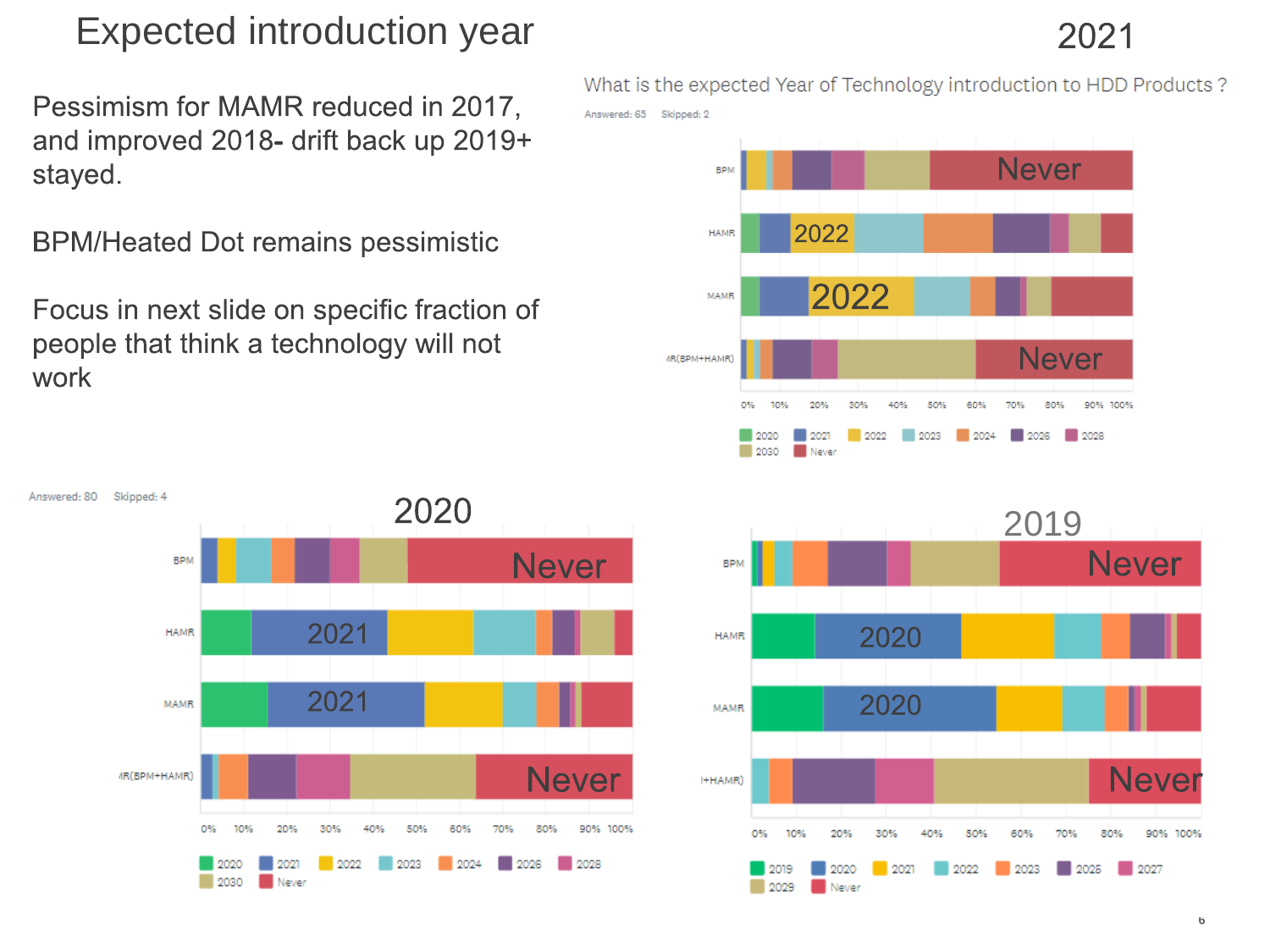# Expected introduction year

Pessimism for MAMR reduced in 2017, and improved 2018- drift back up 2019+ stayed.

BPM/Heated Dot remains pessimistic

Focus in next slide on specific fraction of people that think a technology will not work

2021

What is the expected Year of Technology introduction to HDD Products ?

Answered: 65 Skipped: 2

BPM
HAMR
MAMR
MR(BPM+HAMR)

Never
2022
2022
Never

0% 10% 20% 30% 40% 50% 60% 70% 80% 90% 100%

2020 2021 2022 2023 2024 2026 2028 2030 Never

2020

Answered: 80 Skipped: 4

BPM
HAMR
MAMR
MR(BPM+HAMR)

Never
2021
2021
Never

0% 10% 20% 30% 40% 50% 60% 70% 80% 90% 100%

2020 2021 2022 2023 2024 2026 2028 2030 Never

2019

BPM
HAMR
MAMR
I+HAMR)

Never
2020
2020
Never

0% 10% 20% 30% 40% 50% 60% 70% 80% 90% 100%

2019 2020 2021 2022 2023 2025 2027 2029 Never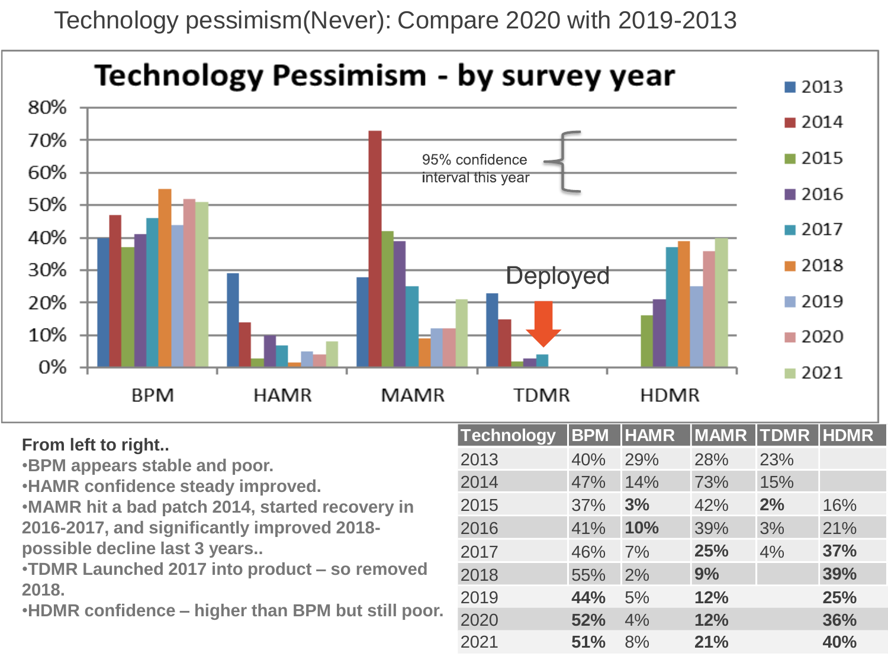# Technology pessimism(Never): Compare 2020 with 2019-2013

Technology Pessimism - by survey year

80%
70%
60%
50%
40%
30%
20%
10%
0%

BPM
HAMR
MAMR
TDMR
HDMR

2013
2014
2015
2016
2017
2018
2019
2020
2021

95% confidence interval this year

Deployed

**From left to right..**

- **BPM appears stable and poor.**
- **HAMR confidence steady improved.**
- **MAMR hit a bad patch 2014, started recovery in 2016-2017, and significantly improved 2018- possible decline last 3 years..**
- **TDMR Launched 2017 into product – so removed 2018.**
- **HDMR confidence – higher than BPM but still poor.**

| Technology | BPM | HAMR | MAMR | TDMR | HDMR |
|---|---|---|---|---|---|
| 2013 | 40% | 29% | 28% | 23% | |
| 2014 | 47% | 14% | 73% | 15% | |
| 2015 | 37% | **3%** | 42% | **2%** | 16% |
| 2016 | 41% | **10%** | 39% | 3% | 21% |
| 2017 | 46% | 7% | **25%** | 4% | **37%** |
| 2018 | 55% | 2% | **9%** | | **39%** |
| 2019 | **44%** | 5% | **12%** | | **25%** |
| 2020 | **52%** | 4% | **12%** | | **36%** |
| 2021 | **51%** | 8% | **21%** | | **40%** |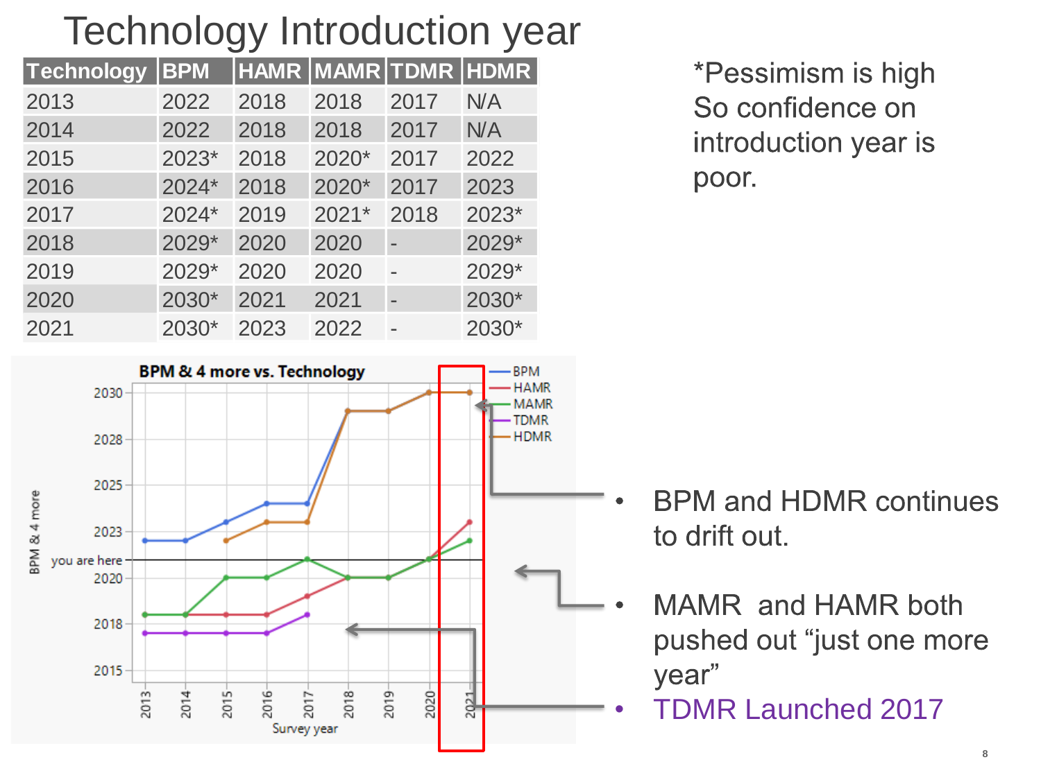# Technology Introduction year

| Technology | BPM | HAMR | MAMR | TDMR | HDMR |
|---|---|---|---|---|---|
| 2013 | 2022 | 2018 | 2018 | 2017 | N/A |
| 2014 | 2022 | 2018 | 2018 | 2017 | N/A |
| 2015 | 2023* | 2018 | 2020* | 2017 | 2022 |
| 2016 | 2024* | 2018 | 2020* | 2017 | 2023 |
| 2017 | 2024* | 2019 | 2021* | 2018 | 2023* |
| 2018 | 2029* | 2020 | 2020 | - | 2029* |
| 2019 | 2029* | 2020 | 2020 | - | 2029* |
| 2020 | 2030* | 2021 | 2021 | - | 2030* |
| 2021 | 2030* | 2023 | 2022 | - | 2030* |

*Pessimism is high So confidence on introduction year is poor.

BPM & 4 more vs. Technology

BPM
HAMR
MAMR
TDMR
HDMR

BPM & 4 more

2030
2028
2025
2023
2020
2018
2015

you are here

2013 2014 2015 2016 2017 2018 2019 2020 2021

Survey year

- BPM and HDMR continues to drift out.
- MAMR and HAMR both pushed out "just one more year"
- TDMR Launched 2017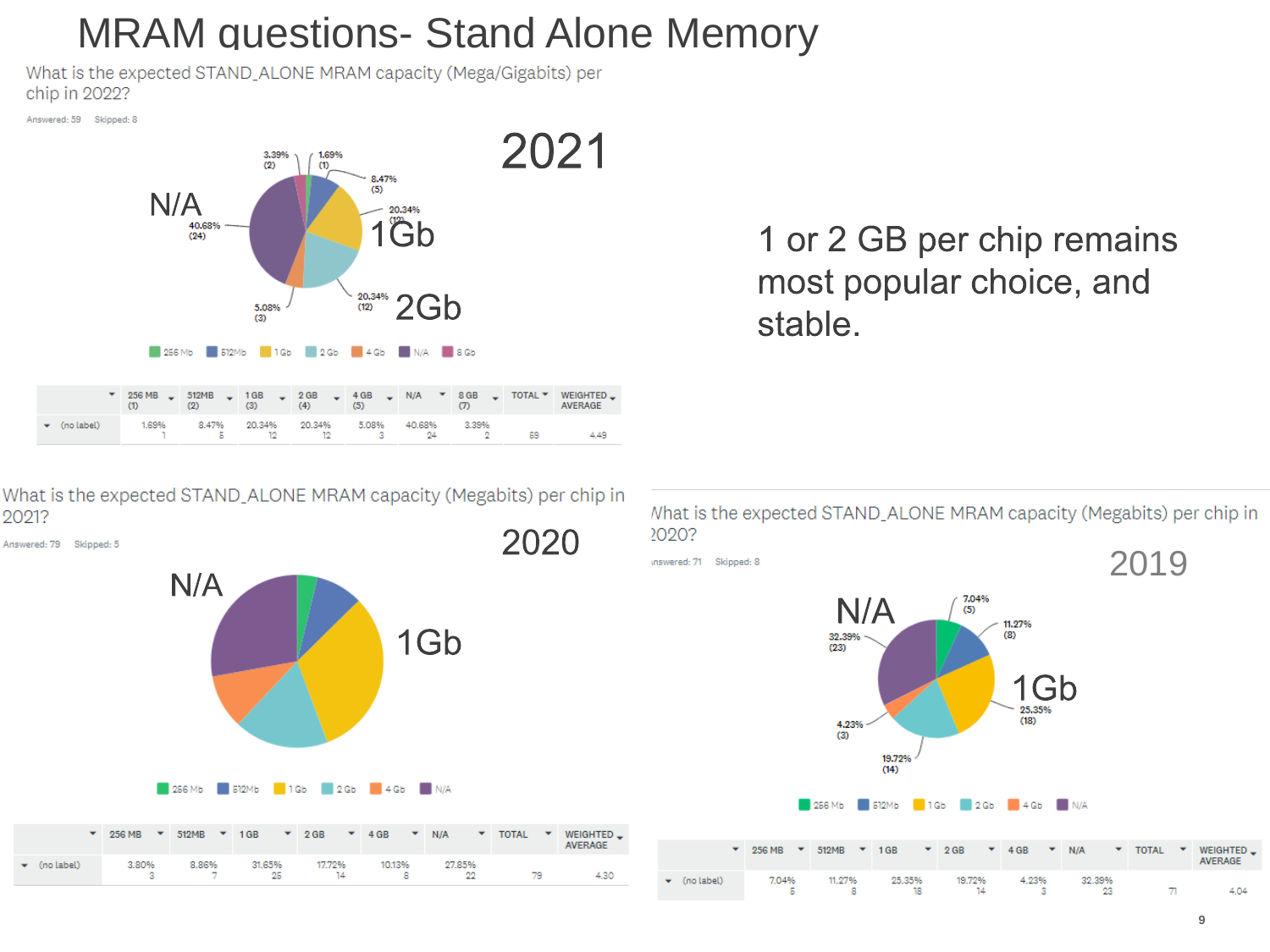# MRAM questions- Stand Alone Memory

What is the expected STAND_ALONE MRAM capacity (Mega/Gigabits) per chip in 2022?

Answered: 59 Skipped: 8

2021

N/A

40.68% (24)

3.39% (2)

1.69% (1)

8.47% (5)

20.34% (12)

1Gb

20.34% (12)

2Gb

5.08% (3)

256 Mb 512Mb 1 Gb 2 Gb 4 Gb N/A 8 Gb

| | 256 MB (1) | 512MB (2) | 1 GB (3) | 2 GB (4) | 4 GB (5) | N/A | 8 GB (7) | TOTAL | WEIGHTED AVERAGE |
|---|---|---|---|---|---|---|---|---|---|
| (no label) | 1.69% 1 | 8.47% 5 | 20.34% 12 | 20.34% 12 | 5.08% 3 | 40.68% 24 | 3.39% 2 | 59 | 4.49 |

1 or 2 GB per chip remains most popular choice, and stable.

What is the expected STAND_ALONE MRAM capacity (Megabits) per chip in 2021?

Answered: 79 Skipped: 5

2020

N/A

1Gb

256 Mb 512Mb 1 Gb 2 Gb 4 Gb N/A

| | 256 MB | 512MB | 1 GB | 2 GB | 4 GB | N/A | TOTAL | WEIGHTED AVERAGE |
|---|---|---|---|---|---|---|---|---|
| (no label) | 3.80% 3 | 8.86% 7 | 31.65% 25 | 17.72% 14 | 10.13% 8 | 27.85% 22 | 79 | 4.30 |

What is the expected STAND_ALONE MRAM capacity (Megabits) per chip in 2020?

Answered: 71 Skipped: 8

2019

N/A

32.39% (23)

7.04% (5)

11.27% (8)

1Gb

25.35% (18)

4.23% (3)

19.72% (14)

256 Mb 512Mb 1 Gb 2 Gb 4 Gb N/A

| | 256 MB | 512MB | 1 GB | 2 GB | 4 GB | N/A | TOTAL | WEIGHTED AVERAGE |
|---|---|---|---|---|---|---|---|---|
| (no label) | 7.04% 5 | 11.27% 8 | 25.35% 18 | 19.72% 14 | 4.23% 3 | 32.39% 23 | 71 | 4.04 |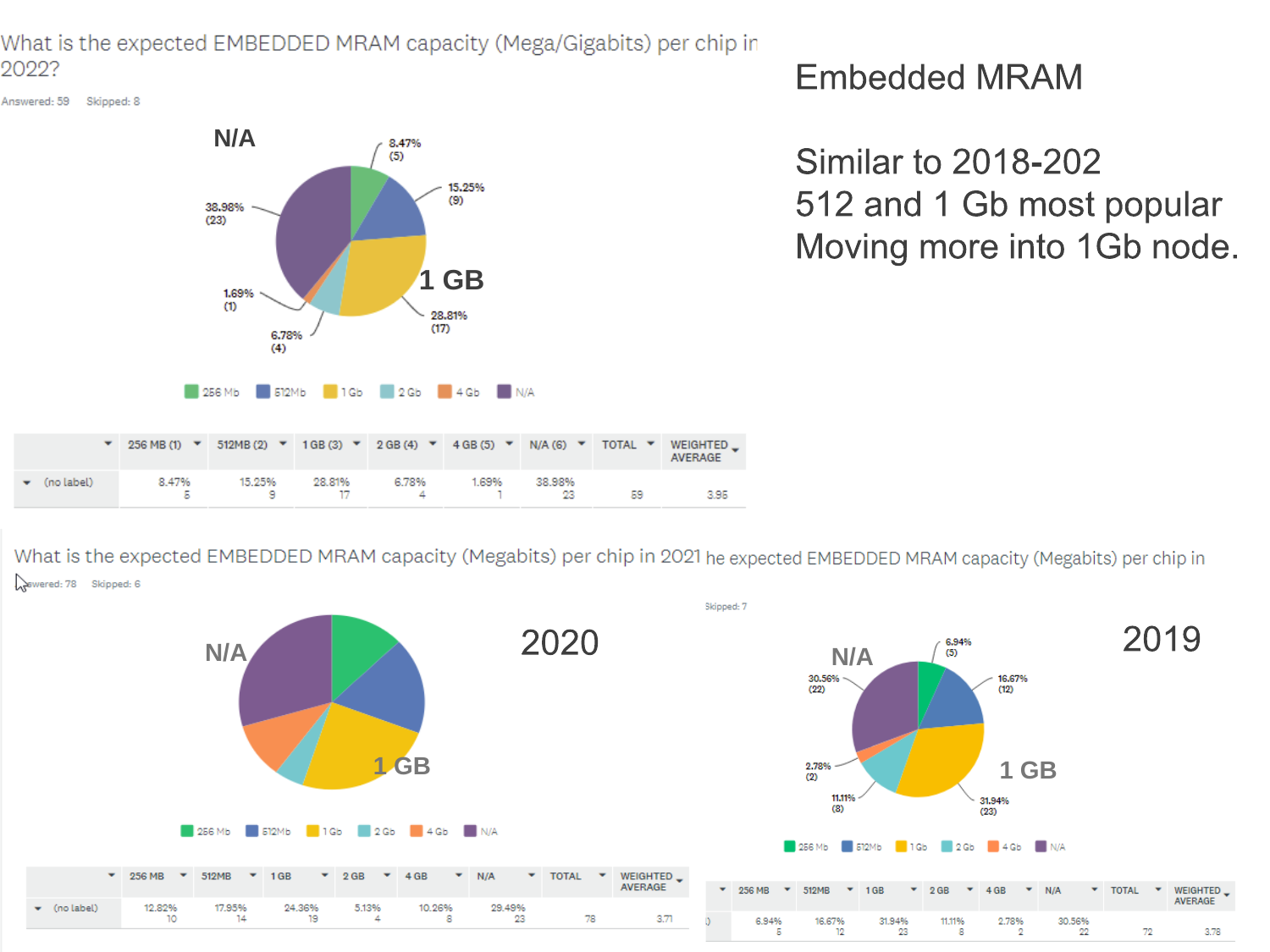What is the expected EMBEDDED MRAM capacity (Mega/Gigabits) per chip in 2022?

Answered: 59 Skipped: 8

N/A

8.47% (5)

15.25% (9)

38.98% (23)

1 GB

28.81% (17)

1.69% (1)

6.78% (4)

256 Mb 512Mb 1 Gb 2 Gb 4 Gb N/A

| | 256 MB (1) | 512MB (2) | 1 GB (3) | 2 GB (4) | 4 GB (5) | N/A (6) | TOTAL | WEIGHTED AVERAGE |
|---|---|---|---|---|---|---|---|---|
| (no label) | 8.47% 5 | 15.25% 9 | 28.81% 17 | 6.78% 4 | 1.69% 1 | 38.98% 23 | 59 | 3.95 |

# Embedded MRAM

Similar to 2018-202
512 and 1 Gb most popular
Moving more into 1Gb node.

What is the expected EMBEDDED MRAM capacity (Megabits) per chip in 2021

Answered: 78 Skipped: 6

N/A

1 GB

2020

256 Mb 512Mb 1 Gb 2 Gb 4 Gb N/A

| | 256 MB | 512MB | 1 GB | 2 GB | 4 GB | N/A | TOTAL | WEIGHTED AVERAGE |
|---|---|---|---|---|---|---|---|---|
| (no label) | 12.82% 10 | 17.95% 14 | 24.36% 19 | 5.13% 4 | 10.26% 8 | 29.49% 23 | 78 | 3.71 |

he expected EMBEDDED MRAM capacity (Megabits) per chip in

Skipped: 7

2019

N/A

6.94% (5)

16.67% (12)

30.56% (22)

1 GB

2.78% (2)

11.11% (8)

31.94% (23)

256 Mb 512Mb 1 Gb 2 Gb 4 Gb N/A

| | 256 MB | 512MB | 1 GB | 2 GB | 4 GB | N/A | TOTAL | WEIGHTED AVERAGE |
|---|---|---|---|---|---|---|---|---|
| ) | 6.94% 5 | 16.67% 12 | 31.94% 23 | 11.11% 8 | 2.78% 2 | 30.56% 22 | 72 | 3.78 |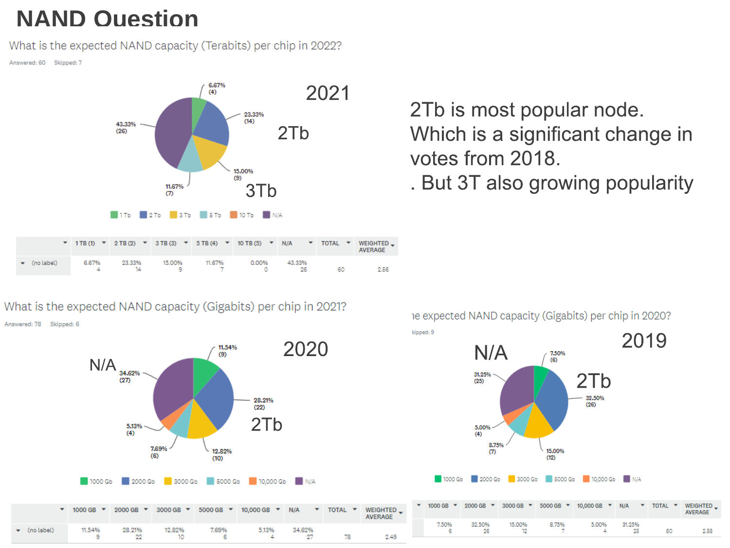# NAND Question

What is the expected NAND capacity (Terabits) per chip in 2022?

Answered: 60 Skipped: 7

2021

6.67% (4)
23.33% (14)
15.00% (9)
11.67% (7)
43.33% (26)

2Tb

3Tb

1 Tb, 2 Tb, 3 Tb, 5 Tb, 10 Tb, N/A

| | 1 TB (1) | 2 TB (2) | 3 TB (3) | 5 TB (4) | 10 TB (5) | N/A | TOTAL | WEIGHTED AVERAGE |
|---|---|---|---|---|---|---|---|---|
| (no label) | 6.67% 4 | 23.33% 14 | 15.00% 9 | 11.67% 7 | 0.00% 0 | 43.33% 26 | 60 | 2.56 |

2Tb is most popular node. Which is a significant change in votes from 2018.
. But 3T also growing popularity

What is the expected NAND capacity (Gigabits) per chip in 2021?

Answered: 78 Skipped: 6

2020

N/A

11.54% (9)
28.21% (22)
12.82% (10)
7.69% (6)
5.13% (4)
34.62% (27)

2Tb

1000 Gb, 2000 Gb, 3000 Gb, 5000 Gb, 10,000 Gb, N/A

| | 1000 GB | 2000 GB | 3000 GB | 5000 GB | 10,000 GB | N/A | TOTAL | WEIGHTED AVERAGE |
|---|---|---|---|---|---|---|---|---|
| (no label) | 11.54% 9 | 28.21% 22 | 12.82% 10 | 7.69% 6 | 5.13% 4 | 34.62% 27 | 78 | 2.49 |

ie expected NAND capacity (Gigabits) per chip in 2020?

kipped: 9

2019

N/A

7.50% (6)
32.50% (26)
15.00% (12)
8.75% (7)
5.00% (4)
31.25% (25)

2Tb

1000 Gb, 2000 Gb, 3000 Gb, 5000 Gb, 10,000 Gb, N/A

| 1000 GB | 2000 GB | 3000 GB | 5000 GB | 10,000 GB | N/A | TOTAL | WEIGHTED AVERAGE |
|---|---|---|---|---|---|---|---|
| 7.50% 6 | 32.50% 26 | 15.00% 12 | 8.75% 7 | 5.00% 4 | 31.25% 25 | 80 | 2.58 |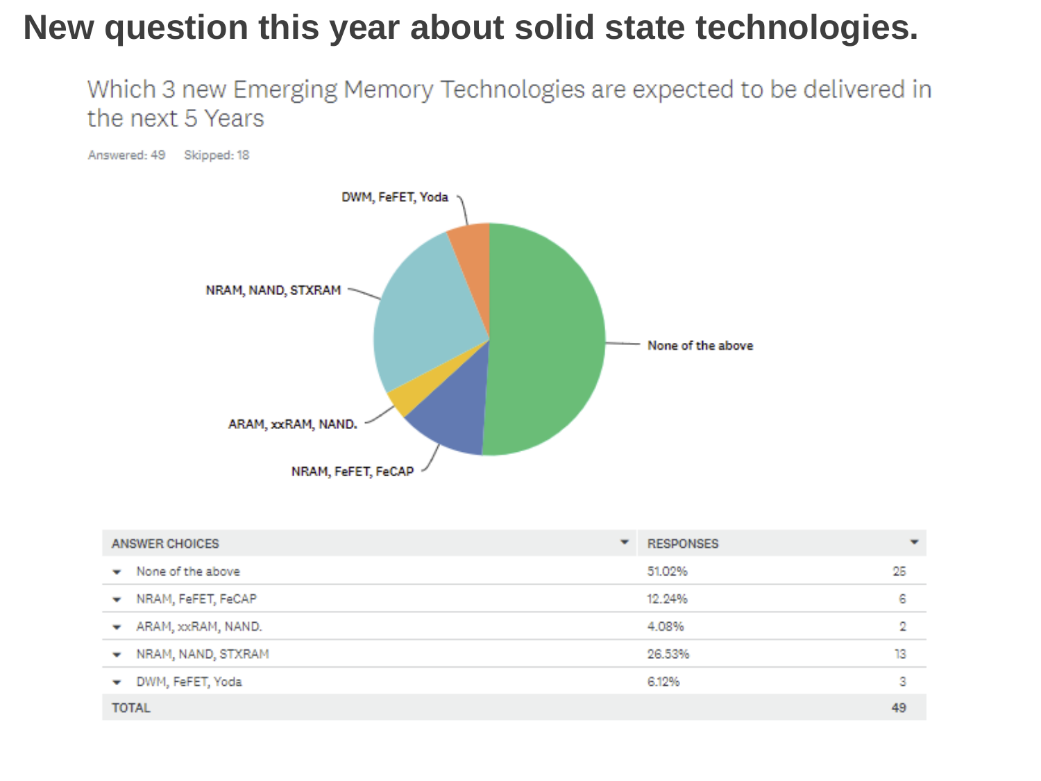# New question this year about solid state technologies.

Which 3 new Emerging Memory Technologies are expected to be delivered in the next 5 Years

Answered: 49 Skipped: 18

DWM, FeFET, Yoda

NRAM, NAND, STXRAM

ARAM, xxRAM, NAND.

NRAM, FeFET, FeCAP

None of the above

| ANSWER CHOICES | RESPONSES | |
|---|---|---|
| None of the above | 51.02% | 25 |
| NRAM, FeFET, FeCAP | 12.24% | 6 |
| ARAM, xxRAM, NAND. | 4.08% | 2 |
| NRAM, NAND, STXRAM | 26.53% | 13 |
| DWM, FeFET, Yoda | 6.12% | 3 |
| TOTAL | | 49 |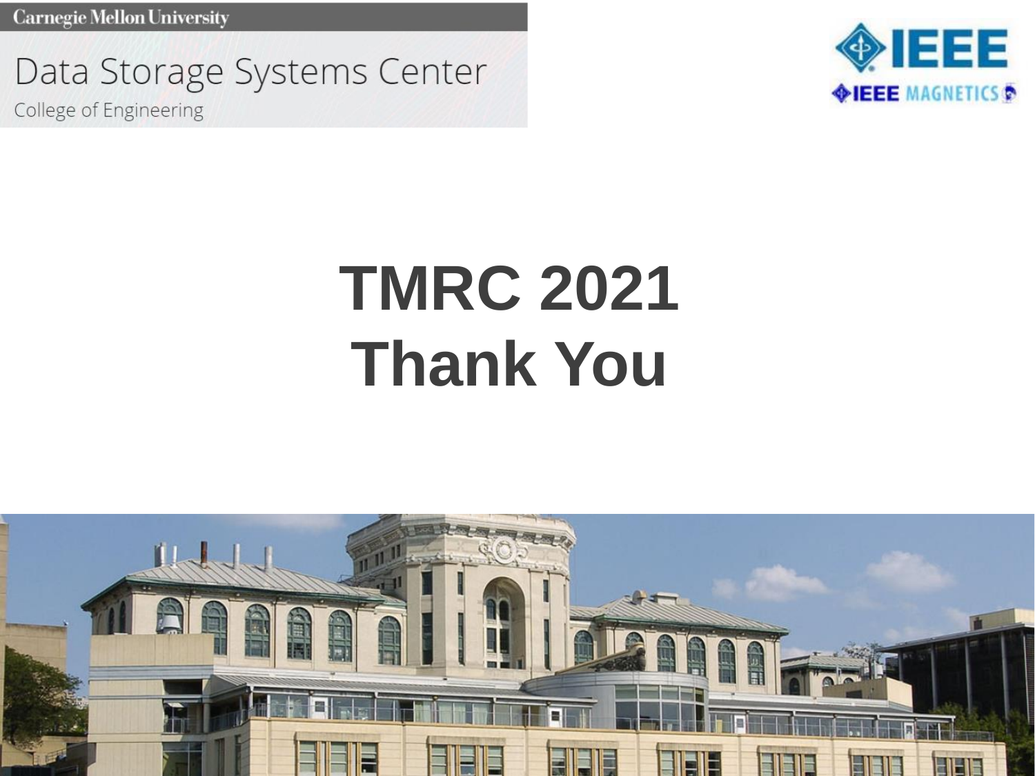Carnegie Mellon University

Data Storage Systems Center

College of Engineering

IEEE

IEEE MAGNETICS

# TMRC 2021
# Thank You